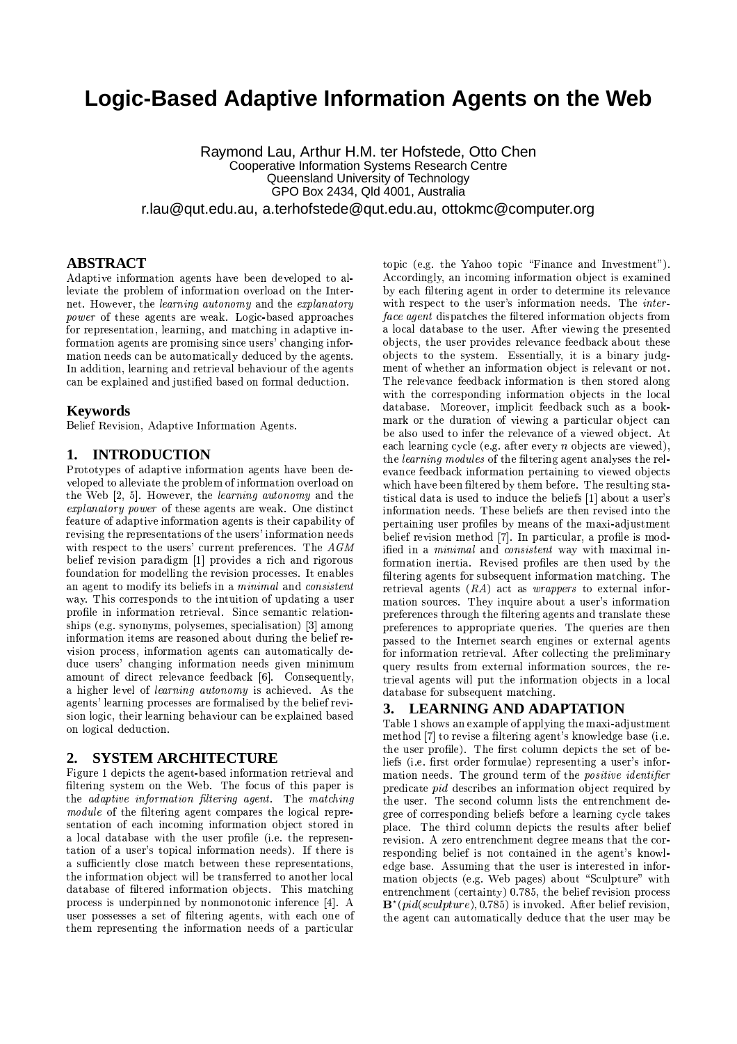# Logic-Based Adaptive Information Agents on the Web

Raymond Lau, Arthur H.M. ter Hofstede, Otto Chen
Cooperative Information Systems Research Centre
Queensland University of Technology
GPO Box 2434, Qld 4001, Australia
r.lau@qut.edu.au, a.terhofstede@qut.edu.au, ottokmc@computer.org

## ABSTRACT

Adaptive information agents have been developed to alleviate the problem of information overload on the Internet. However, the *learning autonomy* and the *explanatory power* of these agents are weak. Logic-based approaches for representation, learning, and matching in adaptive information agents are promising since users' changing information needs can be automatically deduced by the agents. In addition, learning and retrieval behaviour of the agents can be explained and justified based on formal deduction.

## Keywords

Belief Revision, Adaptive Information Agents.

## 1. INTRODUCTION

Prototypes of adaptive information agents have been developed to alleviate the problem of information overload on the Web [2, 5]. However, the *learning autonomy* and the *explanatory power* of these agents are weak. One distinct feature of adaptive information agents is their capability of revising the representations of the users' information needs with respect to the users' current preferences. The *AGM* belief revision paradigm [1] provides a rich and rigorous foundation for modelling the revision processes. It enables an agent to modify its beliefs in a *minimal* and *consistent* way. This corresponds to the intuition of updating a user profile in information retrieval. Since semantic relationships (e.g. synonyms, polysemes, specialisation) [3] among information items are reasoned about during the belief revision process, information agents can automatically deduce users' changing information needs given minimum amount of direct relevance feedback [6]. Consequently, a higher level of *learning autonomy* is achieved. As the agents' learning processes are formalised by the belief revision logic, their learning behaviour can be explained based on logical deduction.

## 2. SYSTEM ARCHITECTURE

Figure 1 depicts the agent-based information retrieval and filtering system on the Web. The focus of this paper is the *adaptive information filtering agent*. The *matching module* of the filtering agent compares the logical representation of each incoming information object stored in a local database with the user profile (i.e. the representation of a user's topical information needs). If there is a sufficiently close match between these representations, the information object will be transferred to another local database of filtered information objects. This matching process is underpinned by nonmonotonic inference [4]. A user possesses a set of filtering agents, with each one of them representing the information needs of a particular topic (e.g. the Yahoo topic "Finance and Investment"). Accordingly, an incoming information object is examined by each filtering agent in order to determine its relevance with respect to the user's information needs. The *interface agent* dispatches the filtered information objects from a local database to the user. After viewing the presented objects, the user provides relevance feedback about these objects to the system. Essentially, it is a binary judgment of whether an information object is relevant or not. The relevance feedback information is then stored along with the corresponding information objects in the local database. Moreover, implicit feedback such as a bookmark or the duration of viewing a particular object can be also used to infer the relevance of a viewed object. At each learning cycle (e.g. after every $n$ objects are viewed), the *learning modules* of the filtering agent analyses the relevance feedback information pertaining to viewed objects which have been filtered by them before. The resulting statistical data is used to induce the beliefs [1] about a user's information needs. These beliefs are then revised into the pertaining user profiles by means of the maxi-adjustment belief revision method [7]. In particular, a profile is modified in a *minimal* and *consistent* way with maximal information inertia. Revised profiles are then used by the filtering agents for subsequent information matching. The retrieval agents (*RA*) act as *wrappers* to external information sources. They inquire about a user's information preferences through the filtering agents and translate these preferences to appropriate queries. The queries are then passed to the Internet search engines or external agents for information retrieval. After collecting the preliminary query results from external information sources, the retrieval agents will put the information objects in a local database for subsequent matching.

## 3. LEARNING AND ADAPTATION

Table 1 shows an example of applying the maxi-adjustment method [7] to revise a filtering agent's knowledge base (i.e. the user profile). The first column depicts the set of beliefs (i.e. first order formulae) representing a user's information needs. The ground term of the *positive identifier* predicate *pid* describes an information object required by the user. The second column lists the entrenchment degree of corresponding beliefs before a learning cycle takes place. The third column depicts the results after belief revision. A zero entrenchment degree means that the corresponding belief is not contained in the agent's knowledge base. Assuming that the user is interested in information objects (e.g. Web pages) about "Sculpture" with entrenchment (certainty) 0.785, the belief revision process $\mathbf{B}^{\star}(pid(sculpture), 0.785)$ is invoked. After belief revision, the agent can automatically deduce that the user may be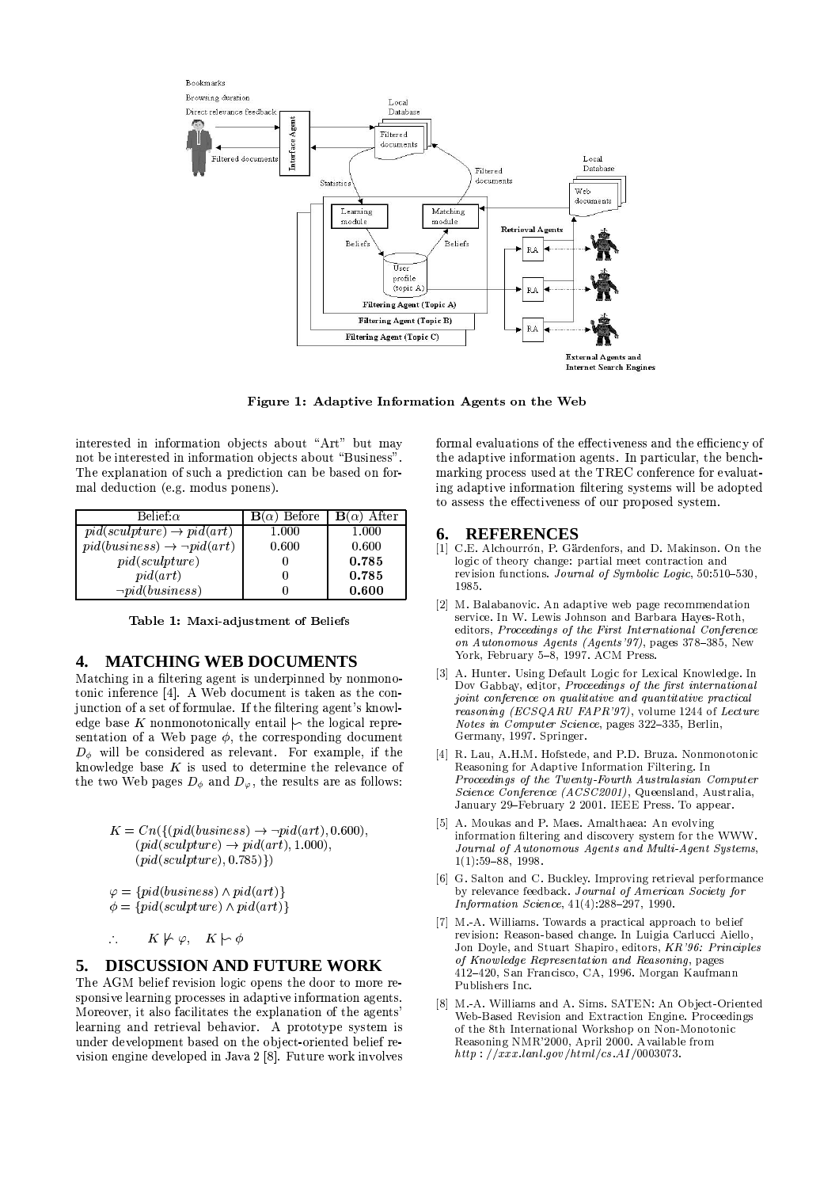Bookmarks

Browsing duration

Direct relevance feedback

Filtered documents

Interface Agent

Local Database

Filtered documents

Statistics

Filtered documents

Local Database

Web documents

Learning module

Matching module

Beliefs

Beliefs

User profile (topic A)

Retrieval Agents

RA

RA

RA

Filtering Agent (Topic A)

Filtering Agent (Topic B)

Filtering Agent (Topic C)

External Agents and Internet Search Engines

**Figure 1: Adaptive Information Agents on the Web**

interested in information objects about "Art" but may not be interested in information objects about "Business". The explanation of such a prediction can be based on formal deduction (e.g. modus ponens).

| Belief:$\alpha$ | $\mathbf{B}(\alpha)$ Before | $\mathbf{B}(\alpha)$ After |
|---|---|---|
| $pid(sculpture) \rightarrow pid(art)$ | 1.000 | 1.000 |
| $pid(business) \rightarrow \neg pid(art)$ | 0.600 | 0.600 |
| $pid(sculpture)$ | 0 | **0.785** |
| $pid(art)$ | 0 | **0.785** |
| $\neg pid(business)$ | 0 | **0.600** |

**Table 1: Maxi-adjustment of Beliefs**

## 4. MATCHING WEB DOCUMENTS

Matching in a filtering agent is underpinned by nonmonotonic inference [4]. A Web document is taken as the conjunction of a set of formulae. If the filtering agent's knowledge base $K$ nonmonotonically entail $\mid\!\sim$ the logical representation of a Web page $\phi$, the corresponding document $D_\phi$ will be considered as relevant. For example, if the knowledge base $K$ is used to determine the relevance of the two Web pages $D_\phi$ and $D_\varphi$, the results are as follows:

$$K = Cn(\{(pid(business) \rightarrow \neg pid(art), 0.600),$$
$$(pid(sculpture) \rightarrow pid(art), 1.000),$$
$$(pid(sculpture), 0.785)\})$$

$$\varphi = \{pid(business) \wedge pid(art)\}$$
$$\phi = \{pid(sculpture) \wedge pid(art)\}$$

$$\therefore \quad K \not\mid\!\sim \varphi, \quad K \mid\!\sim \phi$$

## 5. DISCUSSION AND FUTURE WORK

The AGM belief revision logic opens the door to more responsive learning processes in adaptive information agents. Moreover, it also facilitates the explanation of the agents' learning and retrieval behavior. A prototype system is under development based on the object-oriented belief revision engine developed in Java 2 [8]. Future work involves formal evaluations of the effectiveness and the efficiency of the adaptive information agents. In particular, the benchmarking process used at the TREC conference for evaluating adaptive information filtering systems will be adopted to assess the effectiveness of our proposed system.

## 6. REFERENCES

[1] C.E. Alchourrón, P. Gärdenfors, and D. Makinson. On the logic of theory change: partial meet contraction and revision functions. *Journal of Symbolic Logic*, 50:510–530, 1985.

[2] M. Balabanovic. An adaptive web page recommendation service. In W. Lewis Johnson and Barbara Hayes-Roth, editors, *Proceedings of the First International Conference on Autonomous Agents (Agents'97)*, pages 378–385, New York, February 5–8, 1997. ACM Press.

[3] A. Hunter. Using Default Logic for Lexical Knowledge. In Dov Gabbay, editor, *Proceedings of the first international joint conference on qualitative and quantitative practical reasoning (ECSQARU FAPR'97)*, volume 1244 of *Lecture Notes in Computer Science*, pages 322–335, Berlin, Germany, 1997. Springer.

[4] R. Lau, A.H.M. Hofstede, and P.D. Bruza. Nonmonotonic Reasoning for Adaptive Information Filtering. In *Proceedings of the Twenty-Fourth Australasian Computer Science Conference (ACSC2001)*, Queensland, Australia, January 29–February 2 2001. IEEE Press. To appear.

[5] A. Moukas and P. Maes. Amalthaea: An evolving information filtering and discovery system for the WWW. *Journal of Autonomous Agents and Multi-Agent Systems*, 1(1):59–88, 1998.

[6] G. Salton and C. Buckley. Improving retrieval performance by relevance feedback. *Journal of American Society for Information Science*, 41(4):288–297, 1990.

[7] M.-A. Williams. Towards a practical approach to belief revision: Reason-based change. In Luigia Carlucci Aiello, Jon Doyle, and Stuart Shapiro, editors, *KR'96: Principles of Knowledge Representation and Reasoning*, pages 412–420, San Francisco, CA, 1996. Morgan Kaufmann Publishers Inc.

[8] M.-A. Williams and A. Sims. SATEN: An Object-Oriented Web-Based Revision and Extraction Engine. Proceedings of the 8th International Workshop on Non-Monotonic Reasoning NMR'2000, April 2000. Available from *http://xxx.lanl.gov/html/cs.AI/0003073*.